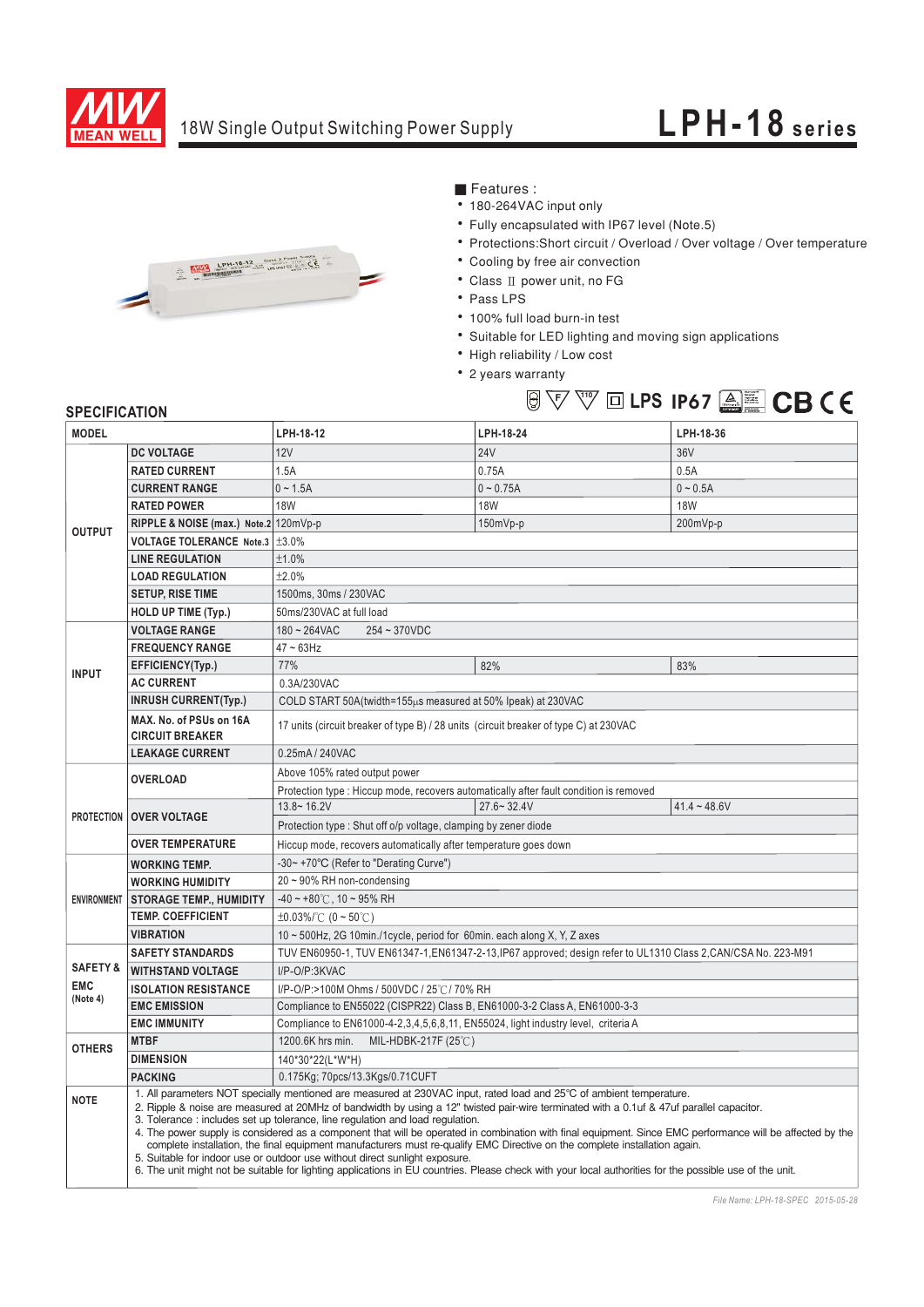# 18W Single Output Switching Power Supply

## LPH-18 series

■ Features :

- 180-264VAC input only
- Fully encapsulated with IP67 level (Note.5)
- Protections:Short circuit / Overload / Over voltage / Over temperature
- Cooling by free air convection
- Class Ⅱ power unit, no FG
- Pass LPS
- 100% full load burn-in test
- Suitable for LED lighting and moving sign applications
- High reliability / Low cost
- 2 years warranty

LPS IP67 CB CE

## SPECIFICATION

| MODEL | | LPH-18-12 | LPH-18-24 | LPH-18-36 |
|---|---|---|---|---|
| OUTPUT | DC VOLTAGE | 12V | 24V | 36V |
| | RATED CURRENT | 1.5A | 0.75A | 0.5A |
| | CURRENT RANGE | 0 ~ 1.5A | 0 ~ 0.75A | 0 ~ 0.5A |
| | RATED POWER | 18W | 18W | 18W |
| | RIPPLE & NOISE (max.) Note.2 | 120mVp-p | 150mVp-p | 200mVp-p |
| | VOLTAGE TOLERANCE Note.3 | ±3.0% | | |
| | LINE REGULATION | ±1.0% | | |
| | LOAD REGULATION | ±2.0% | | |
| | SETUP, RISE TIME | 1500ms, 30ms / 230VAC | | |
| | HOLD UP TIME (Typ.) | 50ms/230VAC at full load | | |
| INPUT | VOLTAGE RANGE | 180 ~ 264VAC 254 ~ 370VDC | | |
| | FREQUENCY RANGE | 47 ~ 63Hz | | |
| | EFFICIENCY(Typ.) | 77% | 82% | 83% |
| | AC CURRENT | 0.3A/230VAC | | |
| | INRUSH CURRENT(Typ.) | COLD START 50A(twidth=155µs measured at 50% Ipeak) at 230VAC | | |
| | MAX. No. of PSUs on 16A CIRCUIT BREAKER | 17 units (circuit breaker of type B) / 28 units (circuit breaker of type C) at 230VAC | | |
| | LEAKAGE CURRENT | 0.25mA / 240VAC | | |
| PROTECTION | OVERLOAD | Above 105% rated output power | | |
| | | Protection type : Hiccup mode, recovers automatically after fault condition is removed | | |
| | OVER VOLTAGE | 13.8~ 16.2V | 27.6~ 32.4V | 41.4 ~ 48.6V |
| | | Protection type : Shut off o/p voltage, clamping by zener diode | | |
| | OVER TEMPERATURE | Hiccup mode, recovers automatically after temperature goes down | | |
| ENVIRONMENT | WORKING TEMP. | -30~ +70℃ (Refer to "Derating Curve") | | |
| | WORKING HUMIDITY | 20 ~ 90% RH non-condensing | | |
| | STORAGE TEMP., HUMIDITY | -40 ~ +80℃, 10 ~ 95% RH | | |
| | TEMP. COEFFICIENT | ±0.03%/℃ (0 ~ 50℃) | | |
| | VIBRATION | 10 ~ 500Hz, 2G 10min./1cycle, period for 60min. each along X, Y, Z axes | | |
| SAFETY & EMC (Note 4) | SAFETY STANDARDS | TUV EN60950-1, TUV EN61347-1,EN61347-2-13,IP67 approved; design refer to UL1310 Class 2,CAN/CSA No. 223-M91 | | |
| | WITHSTAND VOLTAGE | I/P-O/P:3KVAC | | |
| | ISOLATION RESISTANCE | I/P-O/P:>100M Ohms / 500VDC / 25℃/ 70% RH | | |
| | EMC EMISSION | Compliance to EN55022 (CISPR22) Class B, EN61000-3-2 Class A, EN61000-3-3 | | |
| | EMC IMMUNITY | Compliance to EN61000-4-2,3,4,5,6,8,11, EN55024, light industry level, criteria A | | |
| OTHERS | MTBF | 1200.6K hrs min. MIL-HDBK-217F (25℃) | | |
| | DIMENSION | 140*30*22(L*W*H) | | |
| | PACKING | 0.175Kg; 70pcs/13.3Kgs/0.71CUFT | | |

**NOTE**

1. All parameters NOT specially mentioned are measured at 230VAC input, rated load and 25°C of ambient temperature.
2. Ripple & noise are measured at 20MHz of bandwidth by using a 12" twisted pair-wire terminated with a 0.1uf & 47uf parallel capacitor.
3. Tolerance : includes set up tolerance, line regulation and load regulation.
4. The power supply is considered as a component that will be operated in combination with final equipment. Since EMC performance will be affected by the complete installation, the final equipment manufacturers must re-qualify EMC Directive on the complete installation again.
5. Suitable for indoor use or outdoor use without direct sunlight exposure.
6. The unit might not be suitable for lighting applications in EU countries. Please check with your local authorities for the possible use of the unit.

*File Name: LPH-18-SPEC 2015-05-28*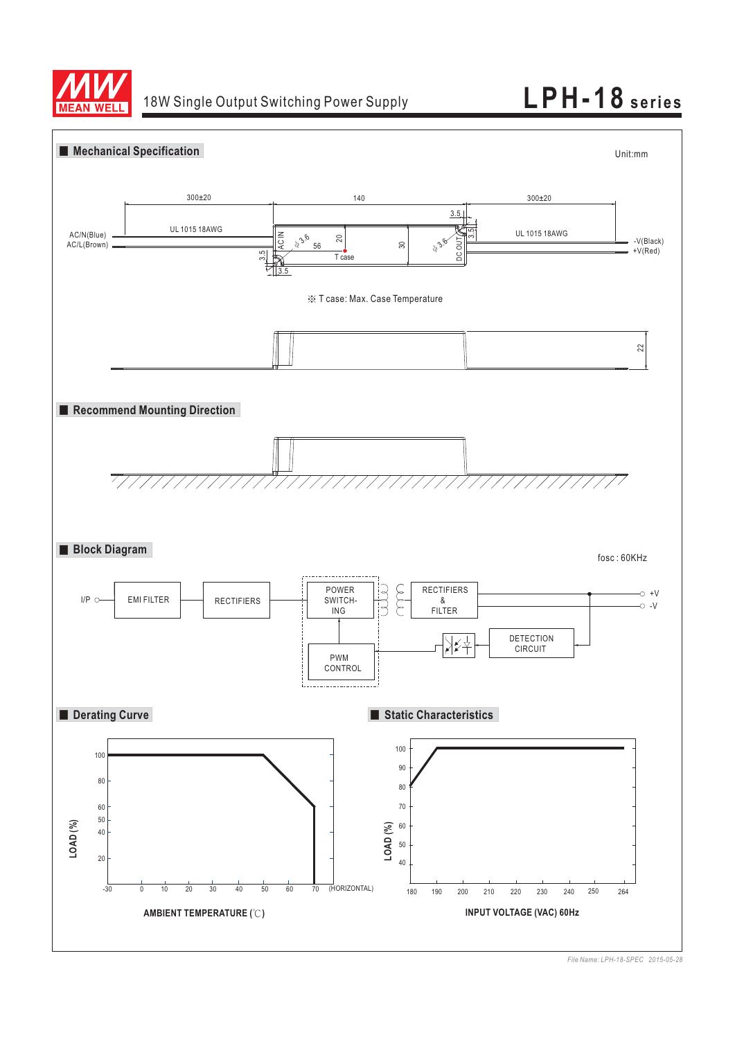18W Single Output Switching Power Supply

# LPH-18 series

## Mechanical Specification

Unit:mm

300±20

140

300±20

3.5

UL 1015 18AWG

UL 1015 18AWG

AC/N(Blue)
AC/L(Brown)

AC IN

φ3.6

56

20

30

φ3.6

DC OUT

3.5

-V(Black)
+V(Red)

3.5

3.5

T case

※ T case: Max. Case Temperature

22

## Recommend Mounting Direction

## Block Diagram

fosc : 60KHz

I/P

EMI FILTER

RECTIFIERS

POWER SWITCH-ING

PWM CONTROL

RECTIFIERS & FILTER

+V

-V

DETECTION CIRCUIT

## Derating Curve

LOAD (%)

100
80
60
50
40
20

-30 0 10 20 30 40 50 60 70 (HORIZONTAL)

AMBIENT TEMPERATURE (℃)

## Static Characteristics

LOAD (%)

100
90
80
70
60
50
40

180 190 200 210 220 230 240 250 264

INPUT VOLTAGE (VAC) 60Hz

File Name: LPH-18-SPEC 2015-05-28